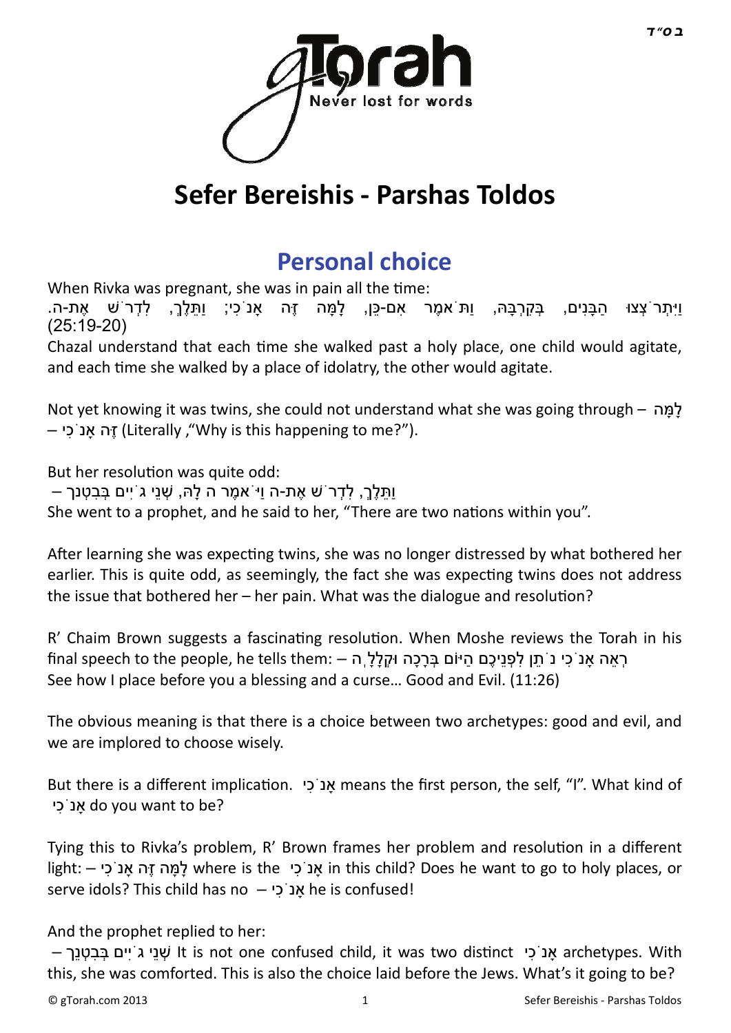# Sefer Bereishis - Parshas Toldos

## Personal choice

When Rivka was pregnant, she was in pain all the time:

וַיִּתְרֹצְצוּ הַבָּנִים, בְּקִרְבָּהּ, וַתֹּאמֶר אִם-כֵּן, לָמָּה זֶּה אָנֹכִי; וַתֵּלֶךְ, לִדְרֹשׁ אֶת-ה. (25:19-20)

Chazal understand that each time she walked past a holy place, one child would agitate, and each time she walked by a place of idolatry, the other would agitate.

Not yet knowing it was twins, she could not understand what she was going through – לָמָּה זֶּה אָנֹכִי – (Literally ,"Why is this happening to me?").

But her resolution was quite odd:

וַתֵּלֶךְ, לִדְרֹשׁ אֶת-ה וַיֹּאמֶר ה לָהּ, שְׁנֵי גֹיִים בְּבִטְנֵךְ –

She went to a prophet, and he said to her, "There are two nations within you".

After learning she was expecting twins, she was no longer distressed by what bothered her earlier. This is quite odd, as seemingly, the fact she was expecting twins does not address the issue that bothered her – her pain. What was the dialogue and resolution?

R' Chaim Brown suggests a fascinating resolution. When Moshe reviews the Torah in his final speech to the people, he tells them: – רְאֵה אָנֹכִי נֹתֵן לִפְנֵיכֶם הַיּוֹם בְּרָכָה וּקְלָלָה
See how I place before you a blessing and a curse… Good and Evil. (11:26)

The obvious meaning is that there is a choice between two archetypes: good and evil, and we are implored to choose wisely.

But there is a different implication. אָנֹכִי means the first person, the self, "I". What kind of אָנֹכִי do you want to be?

Tying this to Rivka's problem, R' Brown frames her problem and resolution in a different light: – לָמָּה זֶּה אָנֹכִי where is the אָנֹכִי in this child? Does he want to go to holy places, or serve idols? This child has no – אָנֹכִי he is confused!

And the prophet replied to her:

שְׁנֵי גֹיִים בְּבִטְנֵךְ – It is not one confused child, it was two distinct אָנֹכִי archetypes. With this, she was comforted. This is also the choice laid before the Jews. What's it going to be?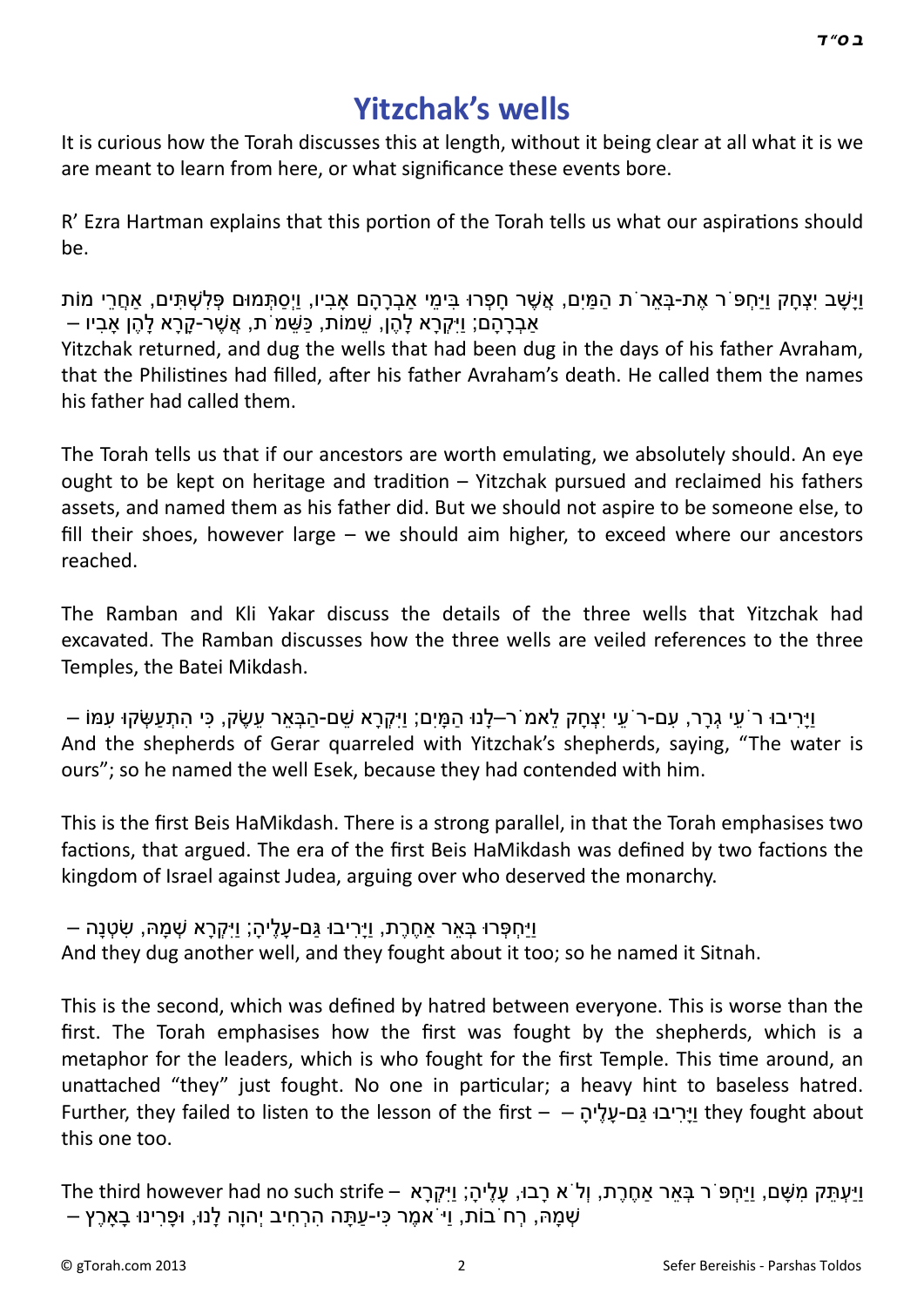# Yitzchak's wells

It is curious how the Torah discusses this at length, without it being clear at all what it is we are meant to learn from here, or what significance these events bore.

R' Ezra Hartman explains that this portion of the Torah tells us what our aspirations should be.

וַיָּשָׁב יִצְחָק וַיַּחְפֹּר אֶת-בְּאֵרֹת הַמַּיִם, אֲשֶׁר חָפְרוּ בִּימֵי אַבְרָהָם אָבִיו, וַיְסַתְּמוּם פְּלִשְׁתִּים, אַחֲרֵי מוֹת אַבְרָהָם; וַיִּקְרָא לָהֶן, שֵׁמוֹת, כַּשֵּׁמֹת, אֲשֶׁר-קָרָא לָהֶן אָבִיו –

Yitzchak returned, and dug the wells that had been dug in the days of his father Avraham, that the Philistines had filled, after his father Avraham's death. He called them the names his father had called them.

The Torah tells us that if our ancestors are worth emulating, we absolutely should. An eye ought to be kept on heritage and tradition – Yitzchak pursued and reclaimed his fathers assets, and named them as his father did. But we should not aspire to be someone else, to fill their shoes, however large – we should aim higher, to exceed where our ancestors reached.

The Ramban and Kli Yakar discuss the details of the three wells that Yitzchak had excavated. The Ramban discusses how the three wells are veiled references to the three Temples, the Batei Mikdash.

וַיָּרִיבוּ רֹעֵי גְרָר, עִם-רֹעֵי יִצְחָק לֵאמֹר–לָנוּ הַמָּיִם; וַיִּקְרָא שֵׁם-הַבְּאֵר עֵשֶׂק, כִּי הִתְעַשְּׂקוּ עִמּוֹ –

And the shepherds of Gerar quarreled with Yitzchak's shepherds, saying, "The water is ours"; so he named the well Esek, because they had contended with him.

This is the first Beis HaMikdash. There is a strong parallel, in that the Torah emphasises two factions, that argued. The era of the first Beis HaMikdash was defined by two factions the kingdom of Israel against Judea, arguing over who deserved the monarchy.

וַיַּחְפְּרוּ בְּאֵר אַחֶרֶת, וַיָּרִיבוּ גַּם-עָלֶיהָ; וַיִּקְרָא שְׁמָהּ, שִׂטְנָה –

And they dug another well, and they fought about it too; so he named it Sitnah.

This is the second, which was defined by hatred between everyone. This is worse than the first. The Torah emphasises how the first was fought by the shepherds, which is a metaphor for the leaders, which is who fought for the first Temple. This time around, an unattached "they" just fought. No one in particular; a heavy hint to baseless hatred. Further, they failed to listen to the lesson of the first – וַיָּרִיבוּ גַּם-עָלֶיהָ – they fought about this one too.

The third however had no such strife – וַיַּעְתֵּק מִשָּׁם, וַיַּחְפֹּר בְּאֵר אַחֶרֶת, וְלֹא רָבוּ, עָלֶיהָ; וַיִּקְרָא שְׁמָהּ, רְחֹבוֹת, וַיֹּאמֶר כִּי-עַתָּה הִרְחִיב יְהוָה לָנוּ, וּפָרִינוּ בָאָרֶץ –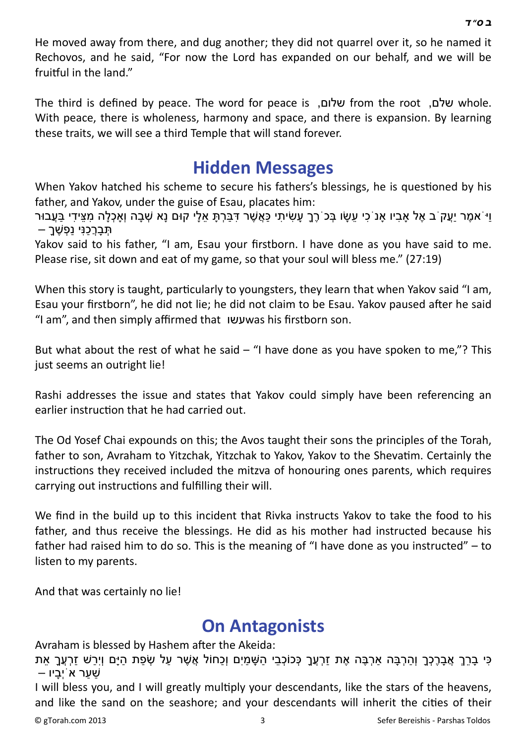He moved away from there, and dug another; they did not quarrel over it, so he named it Rechovos, and he said, "For now the Lord has expanded on our behalf, and we will be fruitful in the land."

The third is defined by peace. The word for peace is שלום, from the root שלם, whole. With peace, there is wholeness, harmony and space, and there is expansion. By learning these traits, we will see a third Temple that will stand forever.

## Hidden Messages

When Yakov hatched his scheme to secure his fathers's blessings, he is questioned by his father, and Yakov, under the guise of Esau, placates him:

וַיֹּאמֶר יַעֲקֹב אֶל אָבִיו אָנֹכִי עֵשָׂו בְּכֹרֶךָ עָשִׂיתִי כַּאֲשֶׁר דִּבַּרְתָּ אֵלָי קוּם נָא שְׁבָה וְאָכְלָה מִצֵּידִי בַּעֲבוּר תְּבָרְכַנִּי נַפְשֶׁךָ –

Yakov said to his father, "I am, Esau your firstborn. I have done as you have said to me. Please rise, sit down and eat of my game, so that your soul will bless me." (27:19)

When this story is taught, particularly to youngsters, they learn that when Yakov said "I am, Esau your firstborn", he did not lie; he did not claim to be Esau. Yakov paused after he said "I am", and then simply affirmed that עשו was his firstborn son.

But what about the rest of what he said – "I have done as you have spoken to me,"? This just seems an outright lie!

Rashi addresses the issue and states that Yakov could simply have been referencing an earlier instruction that he had carried out.

The Od Yosef Chai expounds on this; the Avos taught their sons the principles of the Torah, father to son, Avraham to Yitzchak, Yitzchak to Yakov, Yakov to the Shevatim. Certainly the instructions they received included the mitzva of honouring ones parents, which requires carrying out instructions and fulfilling their will.

We find in the build up to this incident that Rivka instructs Yakov to take the food to his father, and thus receive the blessings. He did as his mother had instructed because his father had raised him to do so. This is the meaning of "I have done as you instructed" – to listen to my parents.

And that was certainly no lie!

## On Antagonists

Avraham is blessed by Hashem after the Akeida:

כִּי בָרֵךְ אֲבָרֶכְךָ וְהַרְבָּה אַרְבֶּה אֶת זַרְעֲךָ כְּכוֹכְבֵי הַשָּׁמַיִם וְכַחוֹל אֲשֶׁר עַל שְׂפַת הַיָּם וְיִרַשׁ זַרְעֲךָ אֵת שַׁעַר אֹיְבָיו –

I will bless you, and I will greatly multiply your descendants, like the stars of the heavens, and like the sand on the seashore; and your descendants will inherit the cities of their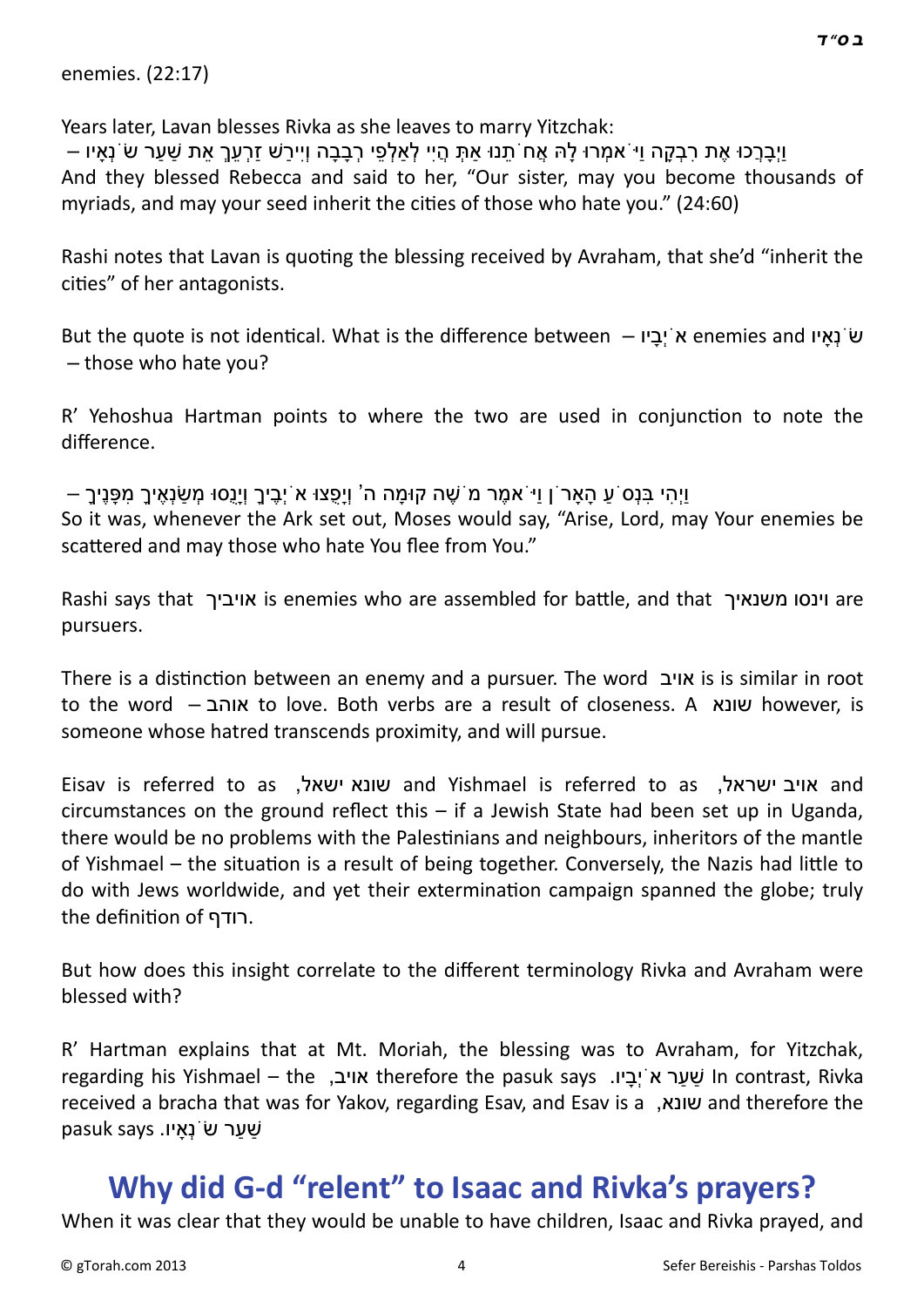enemies. (22:17)

Years later, Lavan blesses Rivka as she leaves to marry Yitzchak:

וַיְבָרְכוּ אֶת רִבְקָה וַיֹּאמְרוּ לָהּ אֲחֹתֵנוּ אַתְּ הֲיִי לְאַלְפֵי רְבָבָה וְיִירַשׁ זַרְעֵךְ אֵת שַׁעַר שֹׂנְאָיו –
And they blessed Rebecca and said to her, "Our sister, may you become thousands of myriads, and may your seed inherit the cities of those who hate you." (24:60)

Rashi notes that Lavan is quoting the blessing received by Avraham, that she'd "inherit the cities" of her antagonists.

But the quote is not identical. What is the difference between – אֹיְבָיו enemies and שֹׂנְאָיו – those who hate you?

R' Yehoshua Hartman points to where the two are used in conjunction to note the difference.

וַיְהִי בִּנְסֹעַ הָאָרֹן וַיֹּאמֶר מֹשֶׁה קוּמָה ה' וְיָפֻצוּ אֹיְבֶיךָ וְיָנֻסוּ מְשַׂנְאֶיךָ מִפָּנֶיךָ –
So it was, whenever the Ark set out, Moses would say, "Arise, Lord, may Your enemies be scattered and may those who hate You flee from You."

Rashi says that אויביך is enemies who are assembled for battle, and that וינסו משנאיך are pursuers.

There is a distinction between an enemy and a pursuer. The word אויב is is similar in root to the word – אוהב to love. Both verbs are a result of closeness. A שונא however, is someone whose hatred transcends proximity, and will pursue.

Eisav is referred to as ,שונא ישאל and Yishmael is referred to as ,אויב ישראל and circumstances on the ground reflect this – if a Jewish State had been set up in Uganda, there would be no problems with the Palestinians and neighbours, inheritors of the mantle of Yishmael – the situation is a result of being together. Conversely, the Nazis had little to do with Jews worldwide, and yet their extermination campaign spanned the globe; truly the definition of רודף.

But how does this insight correlate to the different terminology Rivka and Avraham were blessed with?

R' Hartman explains that at Mt. Moriah, the blessing was to Avraham, for Yitzchak, regarding his Yishmael – the ,אויב therefore the pasuk says .שַׁעַר אֹיְבָיו In contrast, Rivka received a bracha that was for Yakov, regarding Esav, and Esav is a ,שונא and therefore the pasuk says .שַׁעַר שֹׂנְאָיו

## Why did G-d "relent" to Isaac and Rivka's prayers?

When it was clear that they would be unable to have children, Isaac and Rivka prayed, and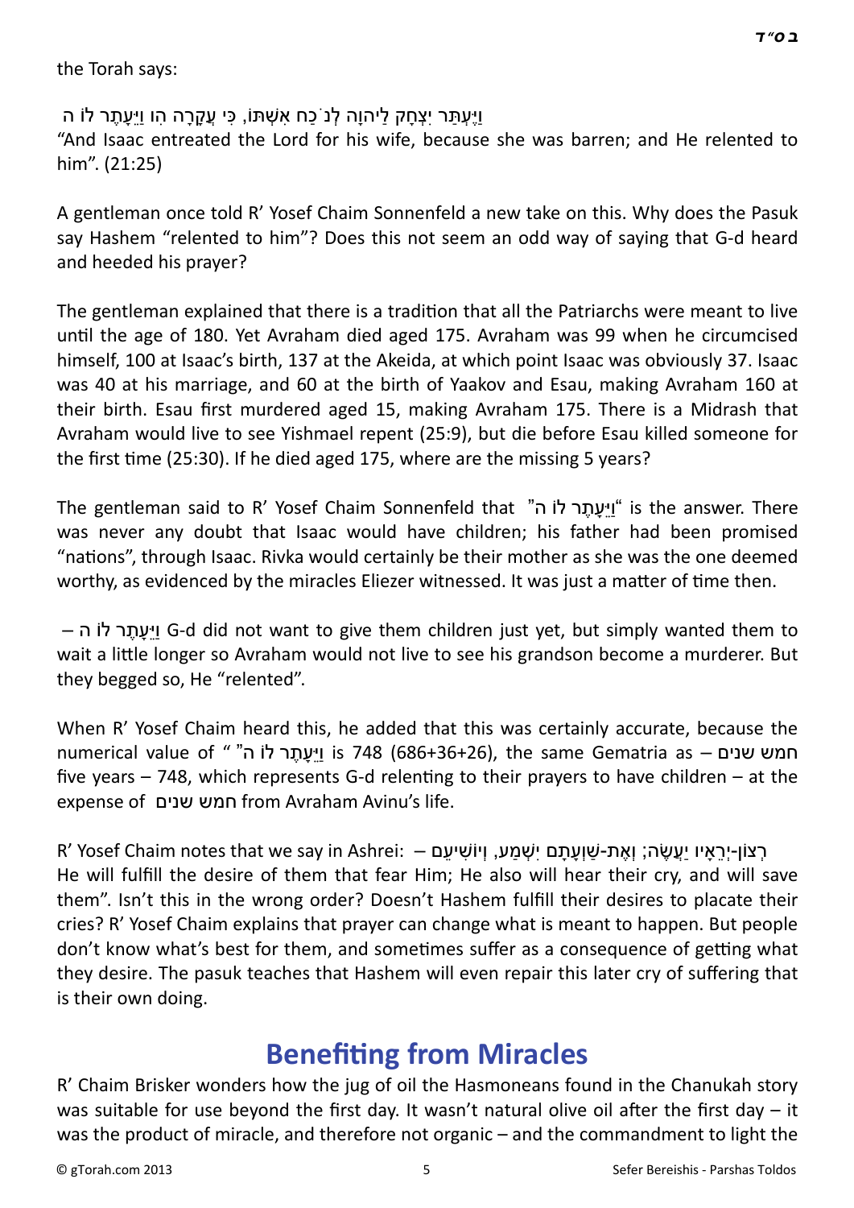the Torah says:

וַיֶּעְתַּר יִצְחָק לַיהוָה לְנֹכַח אִשְׁתּוֹ, כִּי עֲקָרָה הִוא וַיֵּעָתֶר לוֹ ה

"And Isaac entreated the Lord for his wife, because she was barren; and He relented to him". (21:25)

A gentleman once told R' Yosef Chaim Sonnenfeld a new take on this. Why does the Pasuk say Hashem "relented to him"? Does this not seem an odd way of saying that G-d heard and heeded his prayer?

The gentleman explained that there is a tradition that all the Patriarchs were meant to live until the age of 180. Yet Avraham died aged 175. Avraham was 99 when he circumcised himself, 100 at Isaac's birth, 137 at the Akeida, at which point Isaac was obviously 37. Isaac was 40 at his marriage, and 60 at the birth of Yaakov and Esau, making Avraham 160 at their birth. Esau first murdered aged 15, making Avraham 175. There is a Midrash that Avraham would live to see Yishmael repent (25:9), but die before Esau killed someone for the first time (25:30). If he died aged 175, where are the missing 5 years?

The gentleman said to R' Yosef Chaim Sonnenfeld that "וַיֵּעָתֶר לוֹ ה" is the answer. There was never any doubt that Isaac would have children; his father had been promised "nations", through Isaac. Rivka would certainly be their mother as she was the one deemed worthy, as evidenced by the miracles Eliezer witnessed. It was just a matter of time then.

וַיֵּעָתֶר לוֹ ה – G-d did not want to give them children just yet, but simply wanted them to wait a little longer so Avraham would not live to see his grandson become a murderer. But they begged so, He "relented".

When R' Yosef Chaim heard this, he added that this was certainly accurate, because the numerical value of "וַיֵּעָתֶר לוֹ ה" is 748 (686+36+26), the same Gematria as – חמש שנים five years – 748, which represents G-d relenting to their prayers to have children – at the expense of חמש שנים from Avraham Avinu's life.

R' Yosef Chaim notes that we say in Ashrei: רְצוֹן-יְרֵאָיו יַעֲשֶׂה; וְאֶת-שַׁוְעָתָם יִשְׁמַע, וְיוֹשִׁיעֵם – He will fulfill the desire of them that fear Him; He also will hear their cry, and will save them". Isn't this in the wrong order? Doesn't Hashem fulfill their desires to placate their cries? R' Yosef Chaim explains that prayer can change what is meant to happen. But people don't know what's best for them, and sometimes suffer as a consequence of getting what they desire. The pasuk teaches that Hashem will even repair this later cry of suffering that is their own doing.

## Benefiting from Miracles

R' Chaim Brisker wonders how the jug of oil the Hasmoneans found in the Chanukah story was suitable for use beyond the first day. It wasn't natural olive oil after the first day – it was the product of miracle, and therefore not organic – and the commandment to light the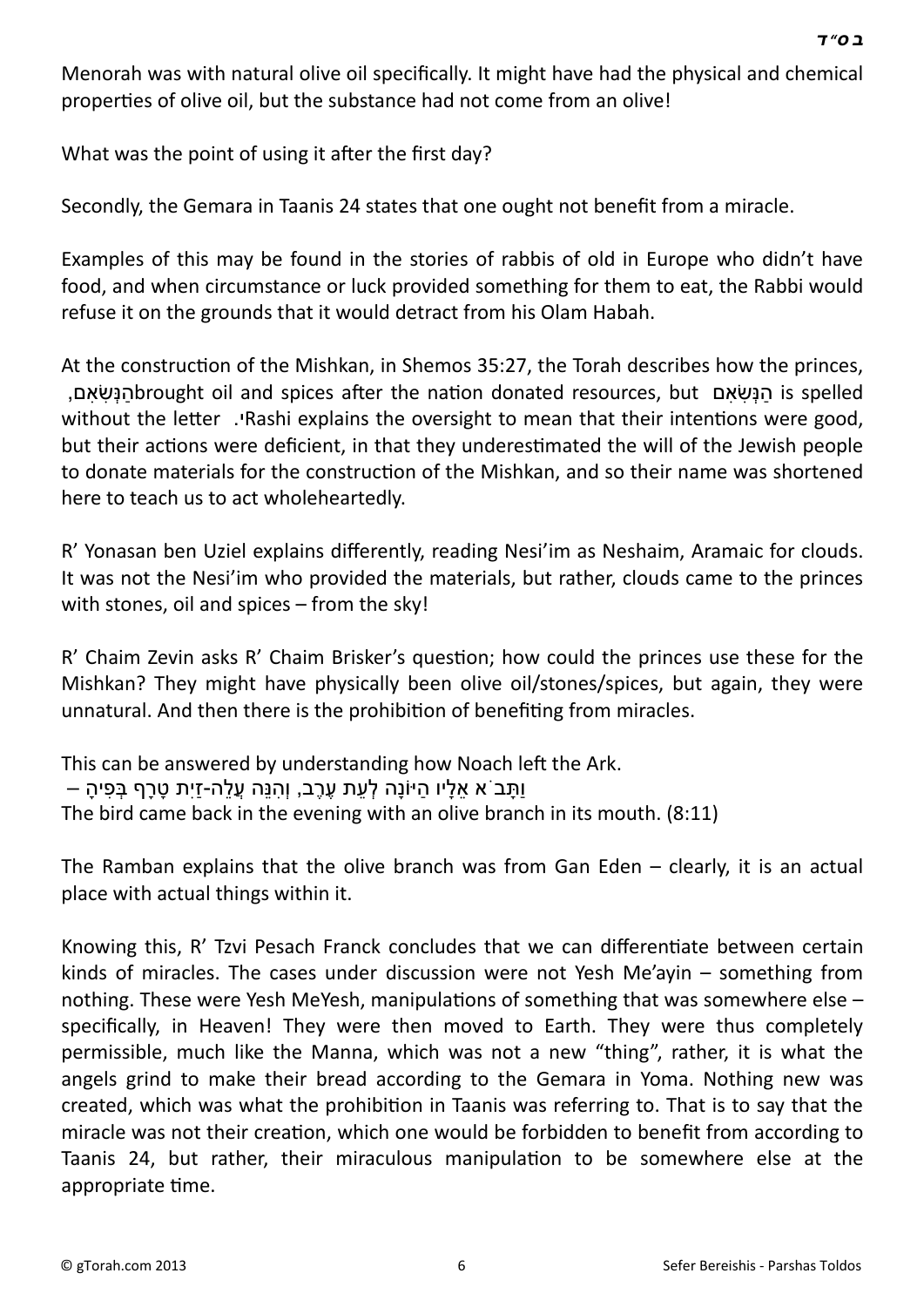Menorah was with natural olive oil specifically. It might have had the physical and chemical properties of olive oil, but the substance had not come from an olive!

What was the point of using it after the first day?

Secondly, the Gemara in Taanis 24 states that one ought not benefit from a miracle.

Examples of this may be found in the stories of rabbis of old in Europe who didn't have food, and when circumstance or luck provided something for them to eat, the Rabbi would refuse it on the grounds that it would detract from his Olam Habah.

At the construction of the Mishkan, in Shemos 35:27, the Torah describes how the princes, הַנְּשִׂאִם, brought oil and spices after the nation donated resources, but הַנְּשִׂאִם is spelled without the letter י. Rashi explains the oversight to mean that their intentions were good, but their actions were deficient, in that they underestimated the will of the Jewish people to donate materials for the construction of the Mishkan, and so their name was shortened here to teach us to act wholeheartedly.

R' Yonasan ben Uziel explains differently, reading Nesi'im as Neshaim, Aramaic for clouds. It was not the Nesi'im who provided the materials, but rather, clouds came to the princes with stones, oil and spices – from the sky!

R' Chaim Zevin asks R' Chaim Brisker's question; how could the princes use these for the Mishkan? They might have physically been olive oil/stones/spices, but again, they were unnatural. And then there is the prohibition of benefiting from miracles.

This can be answered by understanding how Noach left the Ark.
וַתָּבֹא אֵלָיו הַיּוֹנָה לְעֵת עֶרֶב, וְהִנֵּה עֲלֵה-זַיִת טָרָף בְּפִיהָ –
The bird came back in the evening with an olive branch in its mouth. (8:11)

The Ramban explains that the olive branch was from Gan Eden – clearly, it is an actual place with actual things within it.

Knowing this, R' Tzvi Pesach Franck concludes that we can differentiate between certain kinds of miracles. The cases under discussion were not Yesh Me'ayin – something from nothing. These were Yesh MeYesh, manipulations of something that was somewhere else – specifically, in Heaven! They were then moved to Earth. They were thus completely permissible, much like the Manna, which was not a new "thing", rather, it is what the angels grind to make their bread according to the Gemara in Yoma. Nothing new was created, which was what the prohibition in Taanis was referring to. That is to say that the miracle was not their creation, which one would be forbidden to benefit from according to Taanis 24, but rather, their miraculous manipulation to be somewhere else at the appropriate time.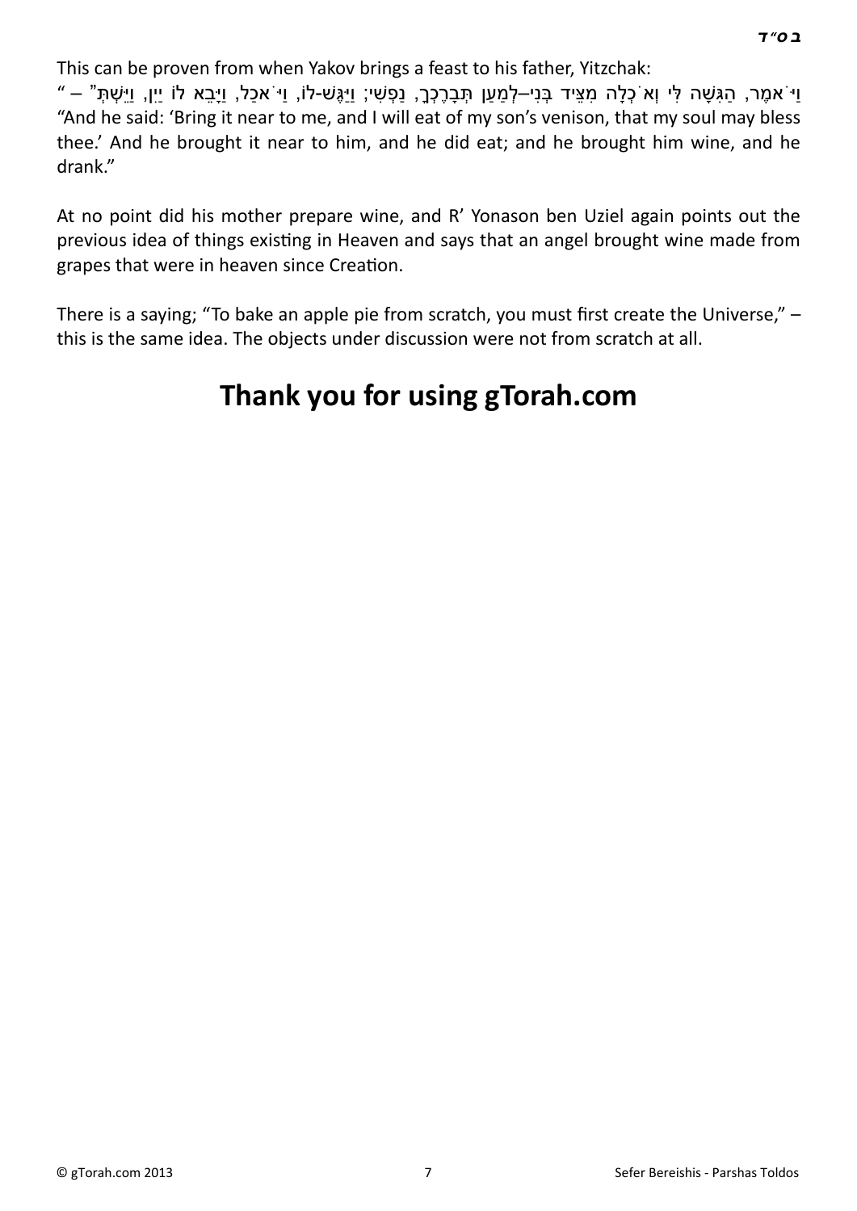This can be proven from when Yakov brings a feast to his father, Yitzchak:

וַיֹּאמֶר, הַגִּשָׁה לִּי וְאֹכְלָה מִצֵּיד בְּנִי–לְמַעַן תְּבָרֶכְךָ, נַפְשִׁי; וַיַּגֶּשׁ-לוֹ, וַיֹּאכַל, וַיָּבֵא לוֹ יַיִן, וַיֵּשְׁתְּ" – "

"And he said: 'Bring it near to me, and I will eat of my son's venison, that my soul may bless thee.' And he brought it near to him, and he did eat; and he brought him wine, and he drank."

At no point did his mother prepare wine, and R' Yonason ben Uziel again points out the previous idea of things existing in Heaven and says that an angel brought wine made from grapes that were in heaven since Creation.

There is a saying; "To bake an apple pie from scratch, you must first create the Universe," – this is the same idea. The objects under discussion were not from scratch at all.

# Thank you for using gTorah.com